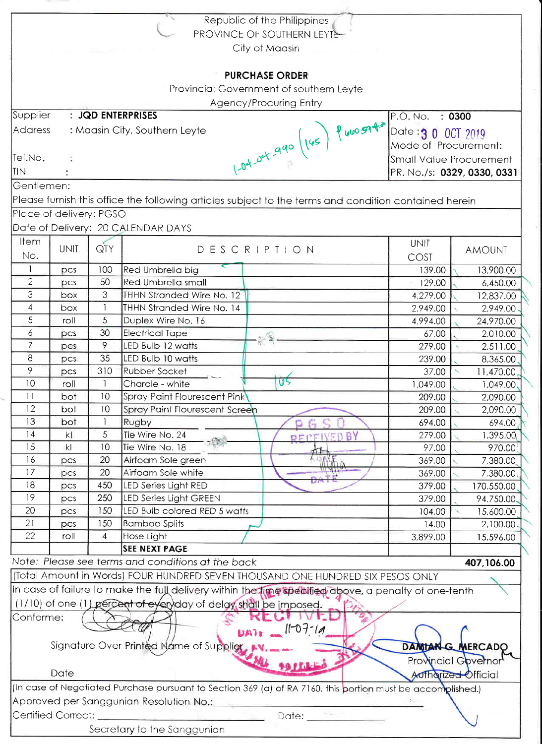Republic of the Philippines
PROVINCE OF SOUTHERN LEYTE
City of Maasin

# PURCHASE ORDER

Provincial Government of southern Leyte
Agency/Procuring Entry

| | |
|---|---|
| Supplier : **JQD ENTERPRISES** | P.O. No. : **0300** |
| Address : Maasin City, Southern Leyte | Date : 3 0 OCT 2019 |
| Tel.No. : | Mode of Procurement: Small Value Procurement |
| TIN : | PR. No./s: **0329, 0330, 0331** |

1-04-04-990 (165) ₱ 460594.00

Gentlemen:

Please furnish this office the following articles subject to the terms and condition contained herein

Place of delivery: PGSO

Date of Delivery: 20 CALENDAR DAYS

| Item No. | UNIT | QTY | DESCRIPTION | UNIT COST | AMOUNT |
|---|---|---|---|---|---|
| 1 | pcs | 100 | Red Umbrella big | 139.00 | 13,900.00 |
| 2 | pcs | 50 | Red Umbrella small | 129.00 | 6,450.00 |
| 3 | box | 3 | THHN Stranded Wire No. 12 | 4,279.00 | 12,837.00 |
| 4 | box | 1 | THHN Stranded Wire No. 14 | 2,949.00 | 2,949.00 |
| 5 | roll | 5 | Duplex Wire No. 16 | 4,994.00 | 24,970.00 |
| 6 | pcs | 30 | Electrical Tape | 67.00 | 2,010.00 |
| 7 | pcs | 9 | LED Bulb 12 watts | 279.00 | 2,511.00 |
| 8 | pcs | 35 | LED Bulb 10 watts | 239.00 | 8,365.00 |
| 9 | pcs | 310 | Rubber Socket | 37.00 | 11,470.00 |
| 10 | roll | 1 | Charole - white | 1,049.00 | 1,049.00 |
| 11 | bot | 10 | Spray Paint Flourescent Pink | 209.00 | 2,090.00 |
| 12 | bot | 10 | Spray Paint Flourescent Screen | 209.00 | 2,090.00 |
| 13 | bot | 1 | Rugby | 694.00 | 694.00 |
| 14 | kl | 5 | Tie Wire No. 24 | 279.00 | 1,395.00 |
| 15 | kl | 10 | Tie Wire No. 18 | 97.00 | 970.00 |
| 16 | pcs | 20 | Airfoam Sole green | 369.00 | 7,380.00 |
| 17 | pcs | 20 | Airfoam Sole white | 369.00 | 7,380.00 |
| 18 | pcs | 450 | LED Series Light RED | 379.00 | 170,550.00 |
| 19 | pcs | 250 | LED Series Light GREEN | 379.00 | 94,750.00 |
| 20 | pcs | 150 | LED Bulb colored RED 5 watts | 104.00 | 15,600.00 |
| 21 | pcs | 150 | Bamboo Splits | 14.00 | 2,100.00 |
| 22 | roll | 4 | Hose Light | 3,899.00 | 15,596.00 |
| | | | **SEE NEXT PAGE** | | |

165

PGSO RECEIVED BY DATE

*Note: Please see terms and conditions at the back* **407,106.00**

(Total Amount in Words) FOUR HUNDRED SEVEN THOUSAND ONE HUNDRED SIX PESOS ONLY

In case of failure to make the full delivery within the time specified above, a penalty of one-tenth (1/10) of one (1) percent of everyday of delay shall be imposed.

Conforme:

RECEIVED DATE 11-07-19

Signature Over Printed Name of Supplier

Date

**DAMIAN G. MERCADO**
Provincial Governor
Authorized Official

(In case of Negotiated Purchase pursuant to Section 369 (a) of RA 7160, this portion must be accomplished.)

Approved per Sanggunian Resolution No.:\_\_\_\_\_\_\_\_\_\_\_\_\_\_\_\_\_\_\_\_

Certified Correct: \_\_\_\_\_\_\_\_\_\_\_\_\_\_\_\_\_\_\_\_ Date: \_\_\_\_\_\_\_\_\_\_

Secretary to the Sanggunian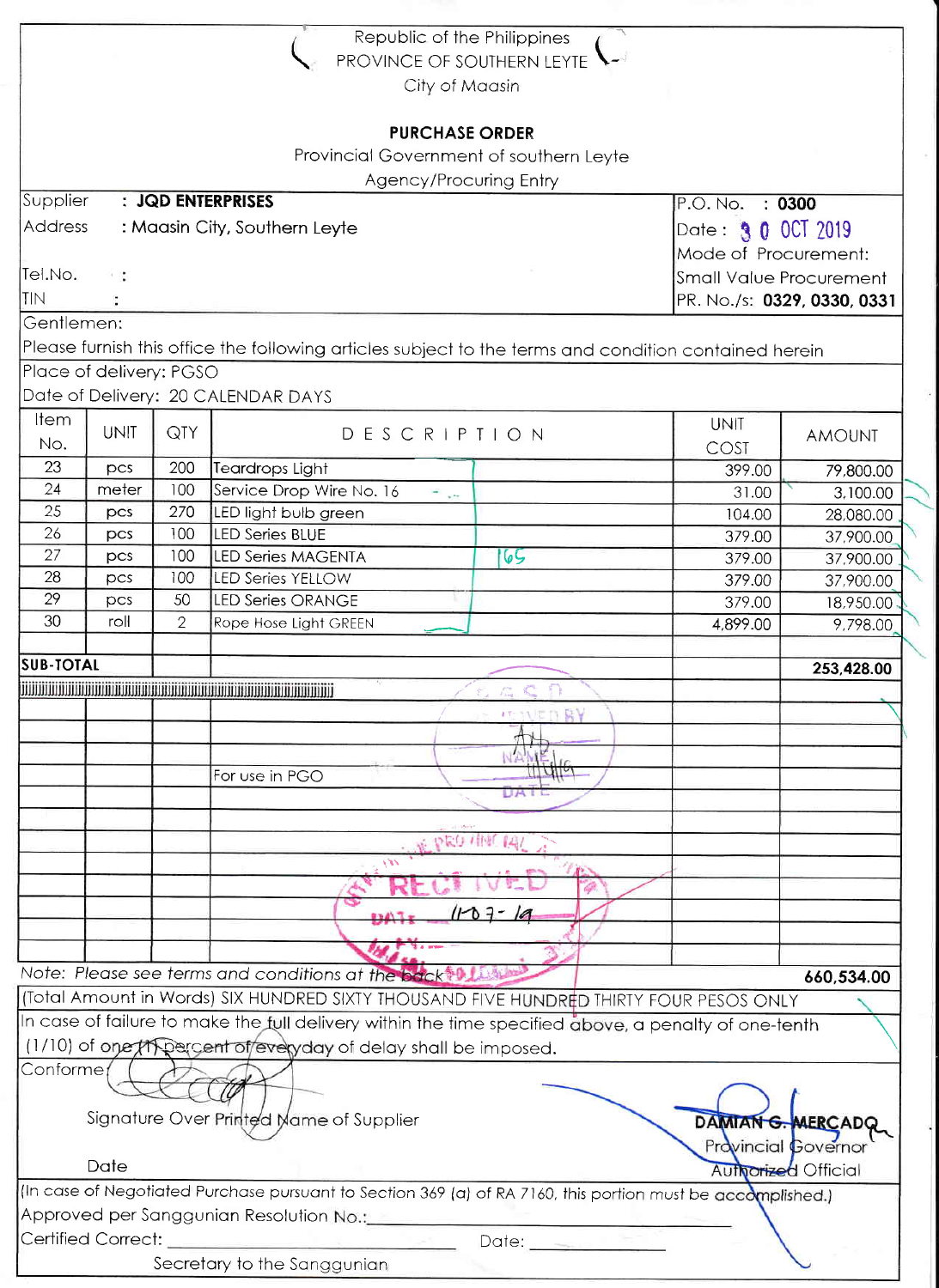Republic of the Philippines
PROVINCE OF SOUTHERN LEYTE
City of Maasin

## PURCHASE ORDER

Provincial Government of southern Leyte
Agency/Procuring Entry

| | |
|---|---|
| Supplier : **JQD ENTERPRISES** | P.O. No. : **0300** |
| Address : Maasin City, Southern Leyte | Date : 30 OCT 2019 |
| | Mode of Procurement: |
| Tel.No. : | Small Value Procurement |
| TIN : | PR. No./s: **0329, 0330, 0331** |

Gentlemen:

Please furnish this office the following articles subject to the terms and condition contained herein

Place of delivery: PGSO

Date of Delivery: 20 CALENDAR DAYS

| Item No. | UNIT | QTY | DESCRIPTION | UNIT COST | AMOUNT |
|---|---|---|---|---|---|
| 23 | pcs | 200 | Teardrops Light | 399.00 | 79,800.00 |
| 24 | meter | 100 | Service Drop Wire No. 16 | 31.00 | 3,100.00 |
| 25 | pcs | 270 | LED light bulb green | 104.00 | 28,080.00 |
| 26 | pcs | 100 | LED Series BLUE | 379.00 | 37,900.00 |
| 27 | pcs | 100 | LED Series MAGENTA | 379.00 | 37,900.00 |
| 28 | pcs | 100 | LED Series YELLOW | 379.00 | 37,900.00 |
| 29 | pcs | 50 | LED Series ORANGE | 379.00 | 18,950.00 |
| 30 | roll | 2 | Rope Hose Light GREEN | 4,899.00 | 9,798.00 |
| | | | | | |
| **SUB-TOTAL** | | | | | **253,428.00** |
| | | | For use in PGO | | |

Note: *Please see terms and conditions at the back* **660,534.00**

(Total Amount in Words) SIX HUNDRED SIXTY THOUSAND FIVE HUNDRED THIRTY FOUR PESOS ONLY

In case of failure to make the full delivery within the time specified above, a penalty of one-tenth (1/10) of one (1) percent of everyday of delay shall be imposed.

Conforme:

Signature Over Printed Name of Supplier

Date

**DAMIAN G. MERCADO**
Provincial Governor
Authorized Official

(In case of Negotiated Purchase pursuant to Section 369 (a) of RA 7160, this portion must be accomplished.)

Approved per Sanggunian Resolution No.: ____________________

Certified Correct: ____________________ Date: ____________

Secretary to the Sanggunian